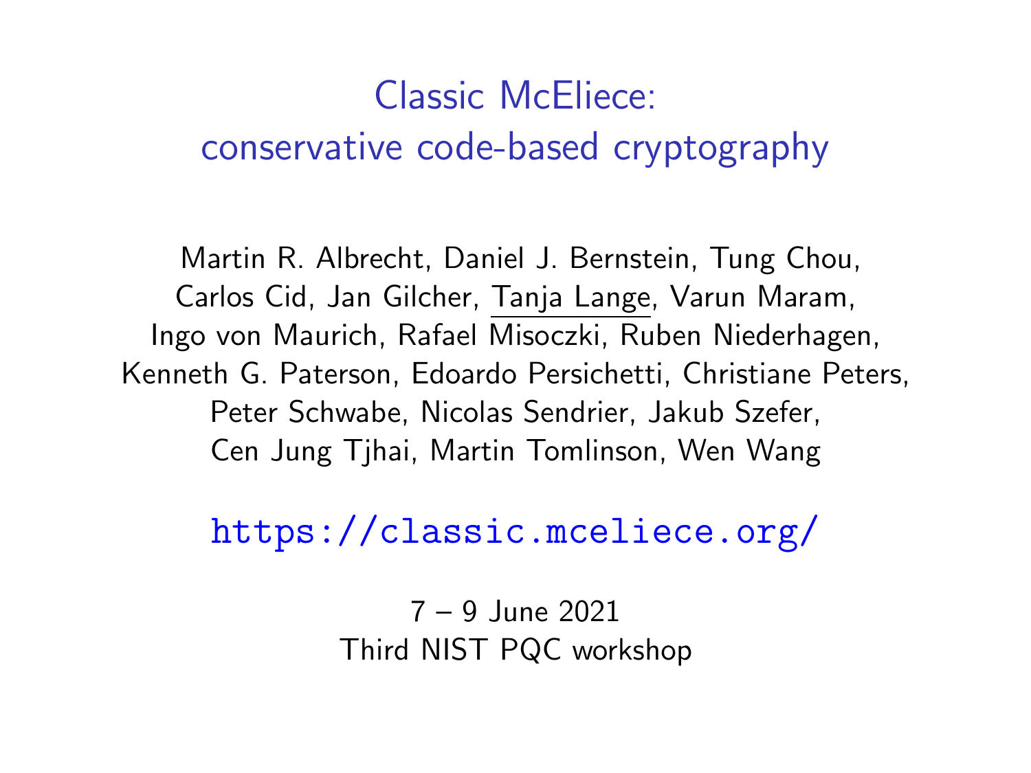# Classic McEliece: conservative code-based cryptography

Martin R. Albrecht, Daniel J. Bernstein, Tung Chou, Carlos Cid, Jan Gilcher, Tanja Lange, Varun Maram, Ingo von Maurich, Rafael Misoczki, Ruben Niederhagen, Kenneth G. Paterson, Edoardo Persichetti, Christiane Peters, Peter Schwabe, Nicolas Sendrier, Jakub Szefer, Cen Jung Tjhai, Martin Tomlinson, Wen Wang

https://classic.mceliece.org/

7 – 9 June 2021
Third NIST PQC workshop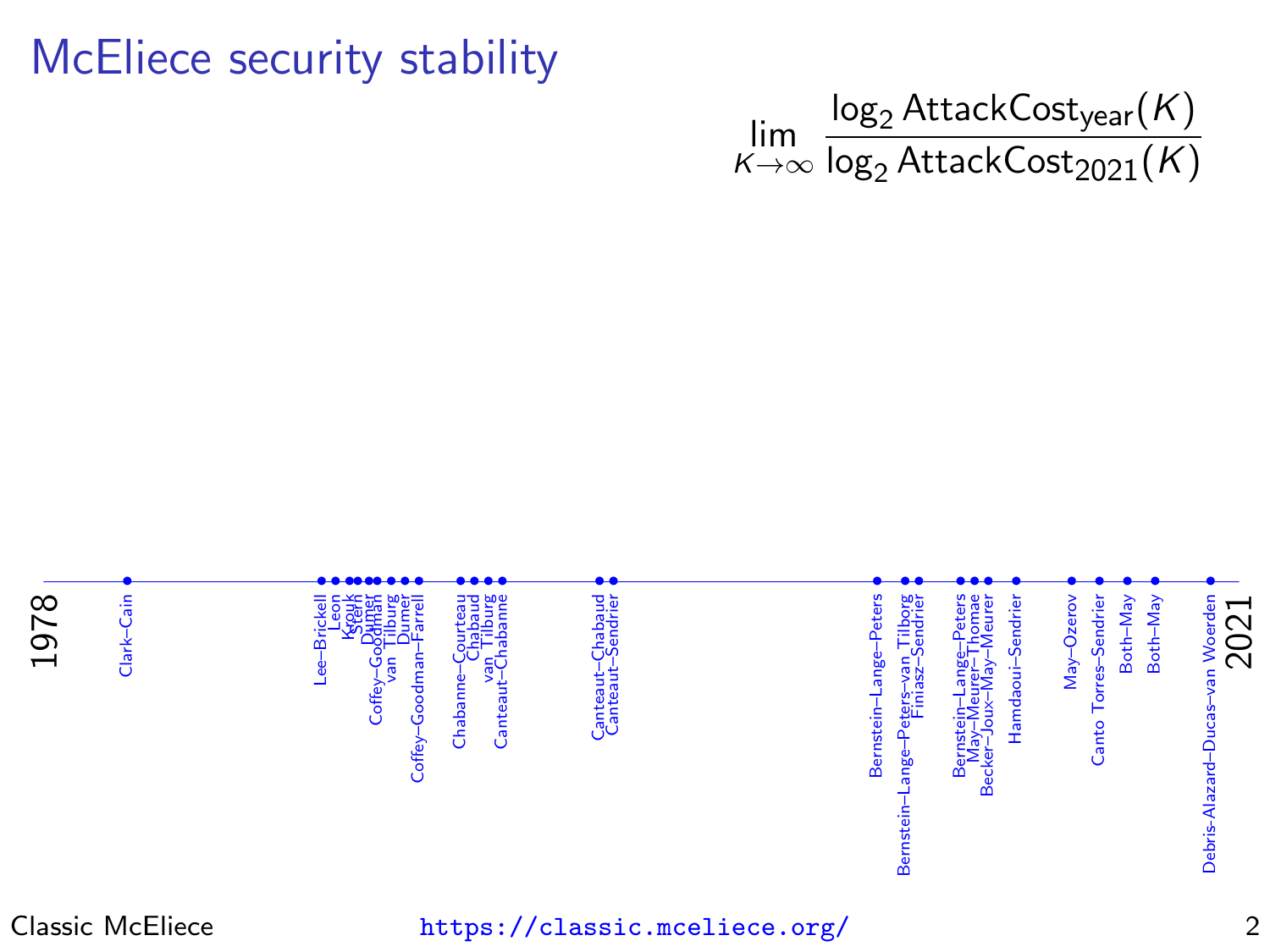# McEliece security stability

$$\lim_{K \to \infty} \frac{\log_2 \text{AttackCost}_{\text{year}}(K)}{\log_2 \text{AttackCost}_{2021}(K)}$$

1978

- Clark–Cain
- Lee–Brickell
- Leon
- Krouk
- Stern
- Dumer
- Coffey–Goodman
- van Tilburg
- Dumer
- Coffey–Goodman–Farrell
- Chabanne–Courteau
- Chabaud
- van Tilburg
- Canteaut–Chabanne
- Canteaut–Chabaud
- Canteaut–Sendrier
- Bernstein–Lange–Peters
- Bernstein–Lange–Peters–van Tilborg
- Finiasz–Sendrier
- Bernstein–Lange–Peters
- May–Meurer–Thomae
- Becker–Joux–May–Meurer
- Hamdaoui–Sendrier
- May–Ozerov
- Canto Torres–Sendrier
- Both–May
- Both–May
- Debris-Alazard–Ducas–van Woerden

2021

Classic McEliece https://classic.mceliece.org/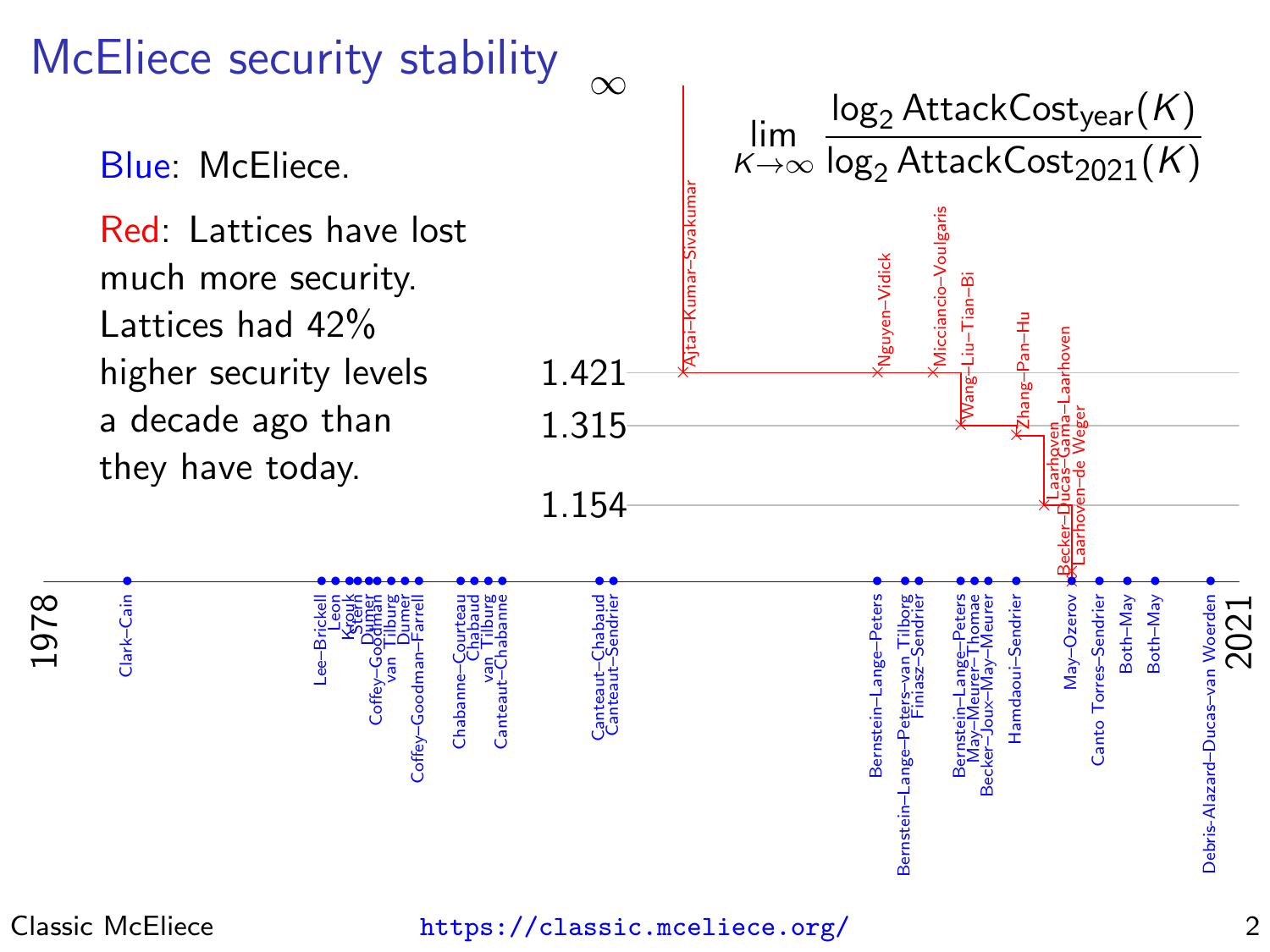# McEliece security stability

Blue: McEliece.

Red: Lattices have lost much more security. Lattices had 42% higher security levels a decade ago than they have today.

$$\lim_{K\to\infty} \frac{\log_2 \mathsf{AttackCost}_{\mathsf{year}}(K)}{\log_2 \mathsf{AttackCost}_{2021}(K)}$$

$\infty$

1.421

1.315

1.154

1978

2021

Red: Ajtai–Kumar–Sivakumar, Nguyen–Vidick, Micciancio–Voulgaris, Wang–Liu–Tian–Bi, Zhang–Pan–Hu, Laarhoven, Becker–Ducas–Gama–Laarhoven, Laarhoven–de Weger

Blue: Clark–Cain, Lee–Brickell, Leon, Krouk, Stern, Dumer, Coffey–Goodman, van Tilburg, Dumer, Coffey–Goodman–Farrell, Chabanne–Courteau, Chabaud, van Tilburg, Canteaut–Chabanne, Canteaut–Chabaud, Canteaut–Sendrier, Bernstein–Lange–Peters, Bernstein–Lange–Peters–van Tilborg, Finiasz–Sendrier, Bernstein–Lange–Peters, May–Meurer–Thomae, Becker–Joux–May–Meurer, Hamdaoui–Sendrier, May–Ozerov, Canto Torres–Sendrier, Both–May, Both–May, Debris-Alazard–Ducas–van Woerden

Classic McEliece https://classic.mceliece.org/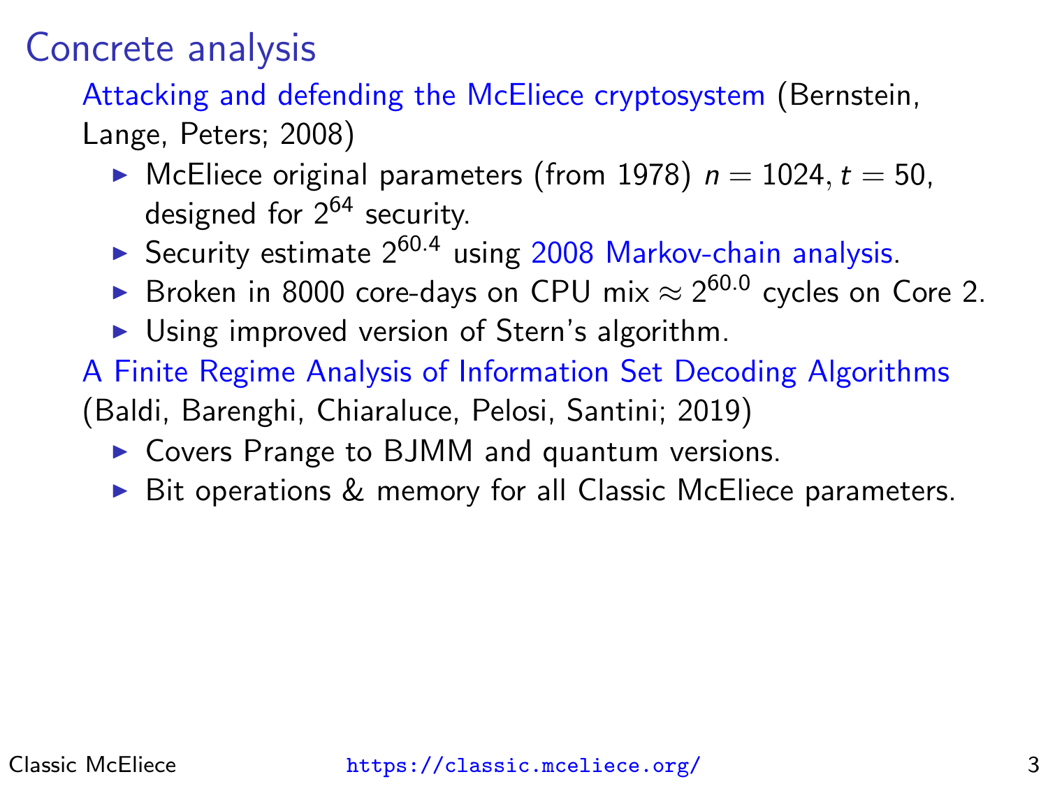# Concrete analysis

Attacking and defending the McEliece cryptosystem (Bernstein, Lange, Peters; 2008)

- McEliece original parameters (from 1978) $n = 1024, t = 50$, designed for $2^{64}$ security.
- Security estimate $2^{60.4}$ using 2008 Markov-chain analysis.
- Broken in 8000 core-days on CPU mix $\approx 2^{60.0}$ cycles on Core 2.
- Using improved version of Stern's algorithm.

A Finite Regime Analysis of Information Set Decoding Algorithms (Baldi, Barenghi, Chiaraluce, Pelosi, Santini; 2019)

- Covers Prange to BJMM and quantum versions.
- Bit operations & memory for all Classic McEliece parameters.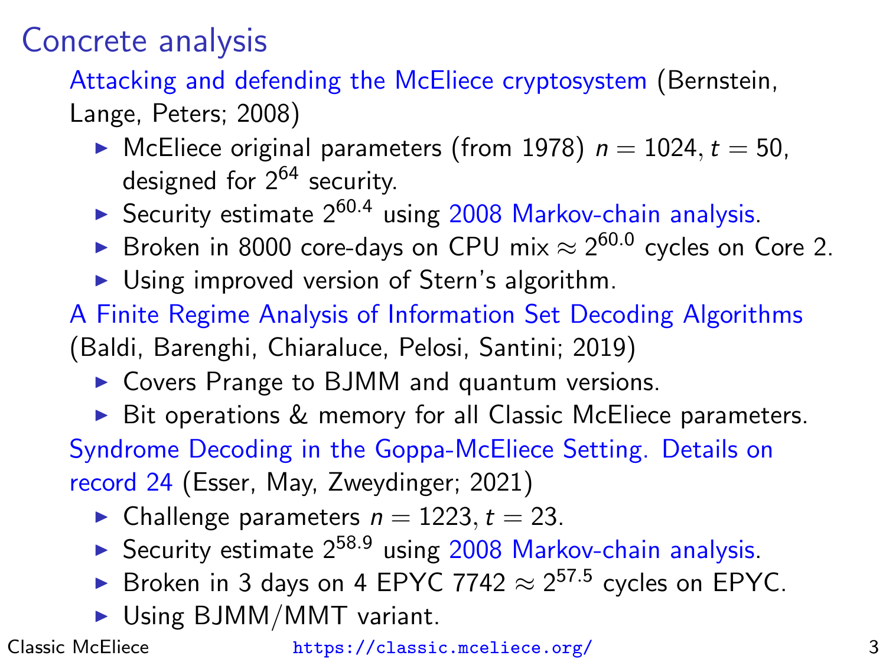# Concrete analysis

Attacking and defending the McEliece cryptosystem (Bernstein, Lange, Peters; 2008)

- McEliece original parameters (from 1978) $n = 1024, t = 50$, designed for $2^{64}$ security.
- Security estimate $2^{60.4}$ using 2008 Markov-chain analysis.
- Broken in 8000 core-days on CPU mix $\approx 2^{60.0}$ cycles on Core 2.
- Using improved version of Stern's algorithm.

A Finite Regime Analysis of Information Set Decoding Algorithms (Baldi, Barenghi, Chiaraluce, Pelosi, Santini; 2019)

- Covers Prange to BJMM and quantum versions.
- Bit operations & memory for all Classic McEliece parameters.

Syndrome Decoding in the Goppa-McEliece Setting. Details on record 24 (Esser, May, Zweydinger; 2021)

- Challenge parameters $n = 1223, t = 23$.
- Security estimate $2^{58.9}$ using 2008 Markov-chain analysis.
- Broken in 3 days on 4 EPYC 7742 $\approx 2^{57.5}$ cycles on EPYC.
- Using BJMM/MMT variant.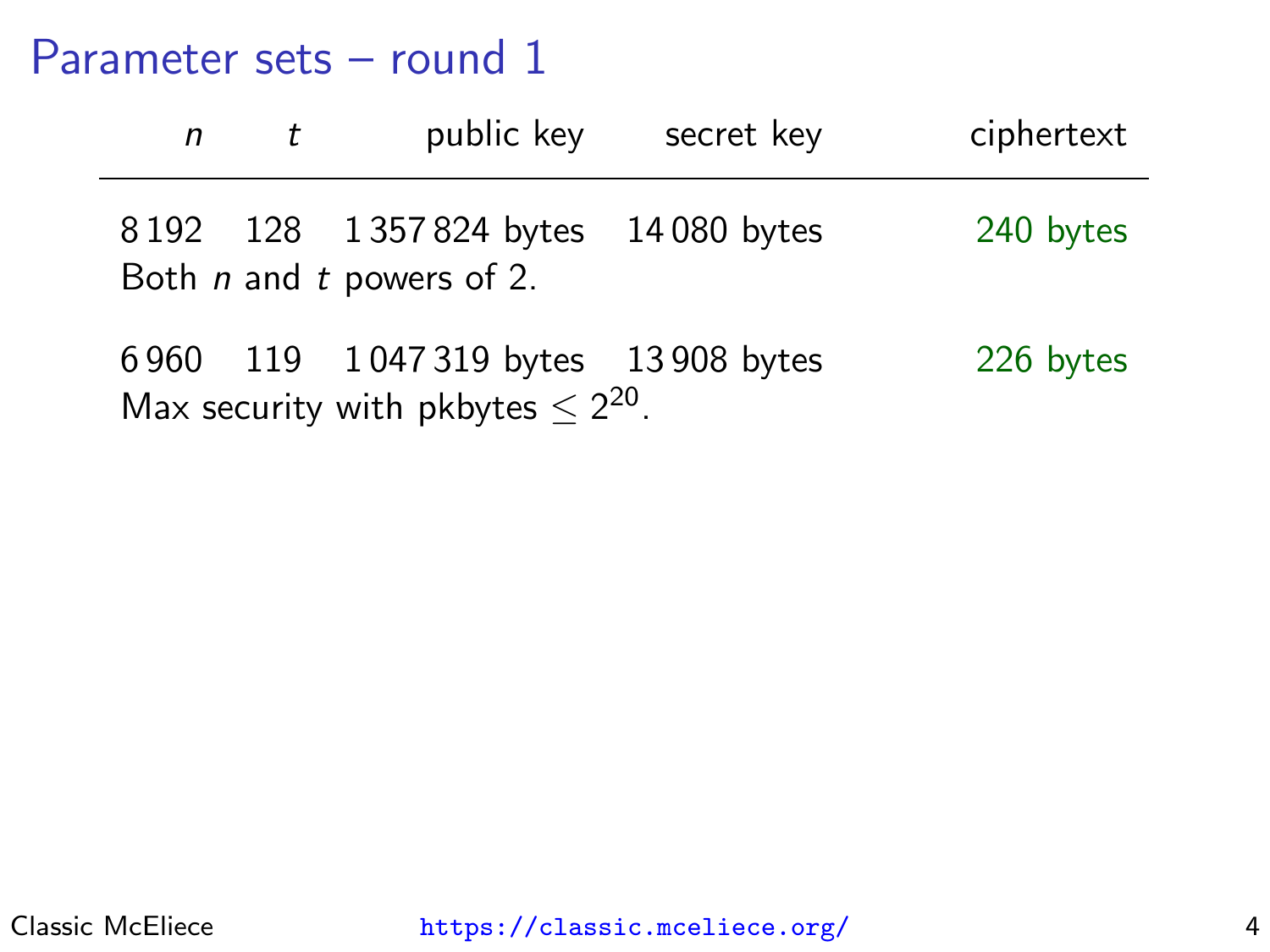# Parameter sets – round 1

| $n$ | $t$ | public key | secret key | ciphertext |
|---|---|---|---|---|
| 8 192 | 128 | 1 357 824 bytes | 14 080 bytes | 240 bytes |

Both $n$ and $t$ powers of 2.

| $n$ | $t$ | public key | secret key | ciphertext |
|---|---|---|---|---|
| 6 960 | 119 | 1 047 319 bytes | 13 908 bytes | 226 bytes |

Max security with pkbytes $\leq 2^{20}$.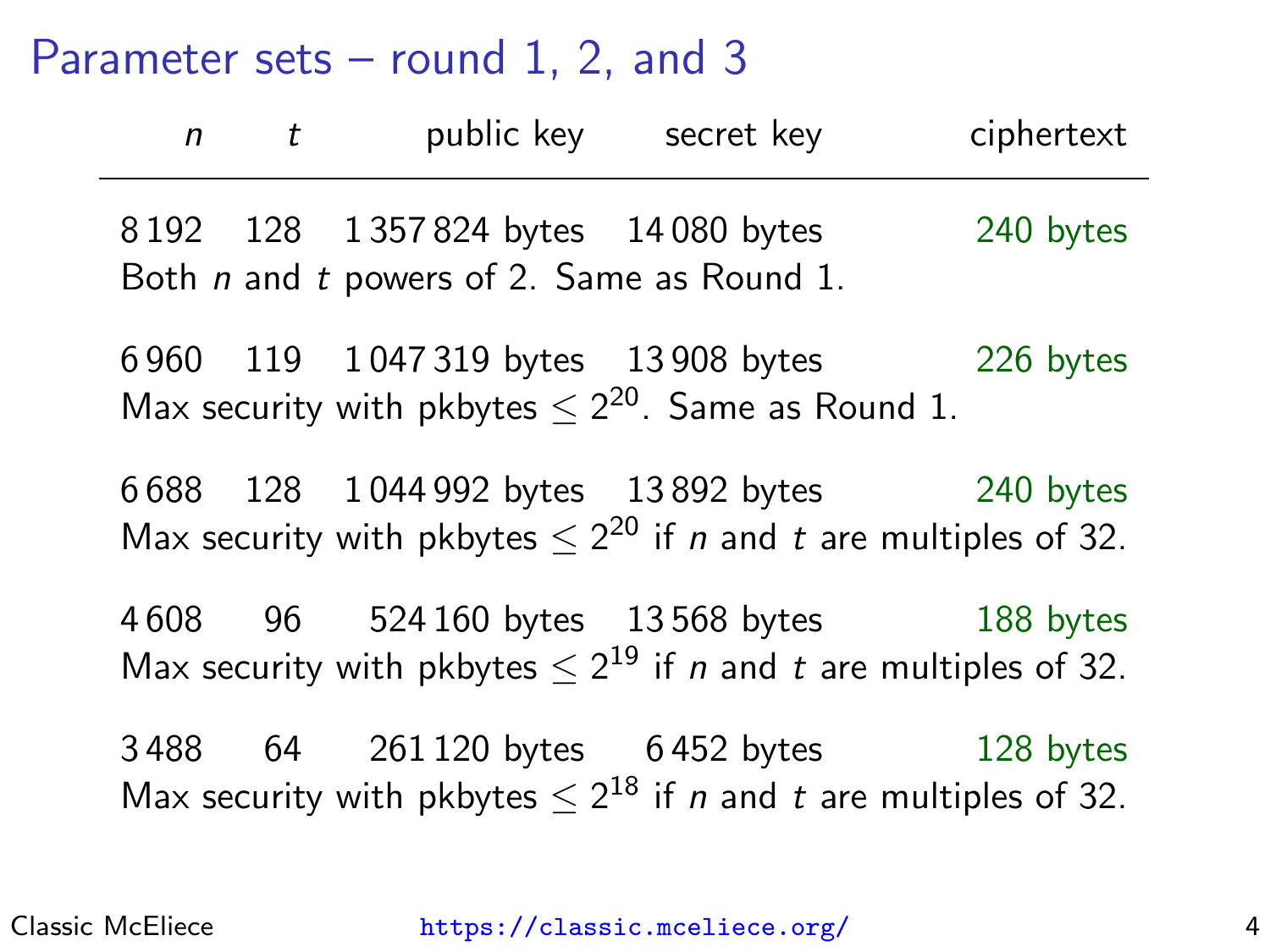# Parameter sets – round 1, 2, and 3

| $n$ | $t$ | public key | secret key | ciphertext |
|---|---|---|---|---|
| 8 192 | 128 | 1 357 824 bytes | 14 080 bytes | 240 bytes |
| Both $n$ and $t$ powers of 2. Same as Round 1. | | | | |
| 6 960 | 119 | 1 047 319 bytes | 13 908 bytes | 226 bytes |
| Max security with pkbytes $\leq 2^{20}$. Same as Round 1. | | | | |
| 6 688 | 128 | 1 044 992 bytes | 13 892 bytes | 240 bytes |
| Max security with pkbytes $\leq 2^{20}$ if $n$ and $t$ are multiples of 32. | | | | |
| 4 608 | 96 | 524 160 bytes | 13 568 bytes | 188 bytes |
| Max security with pkbytes $\leq 2^{19}$ if $n$ and $t$ are multiples of 32. | | | | |
| 3 488 | 64 | 261 120 bytes | 6 452 bytes | 128 bytes |
| Max security with pkbytes $\leq 2^{18}$ if $n$ and $t$ are multiples of 32. | | | | |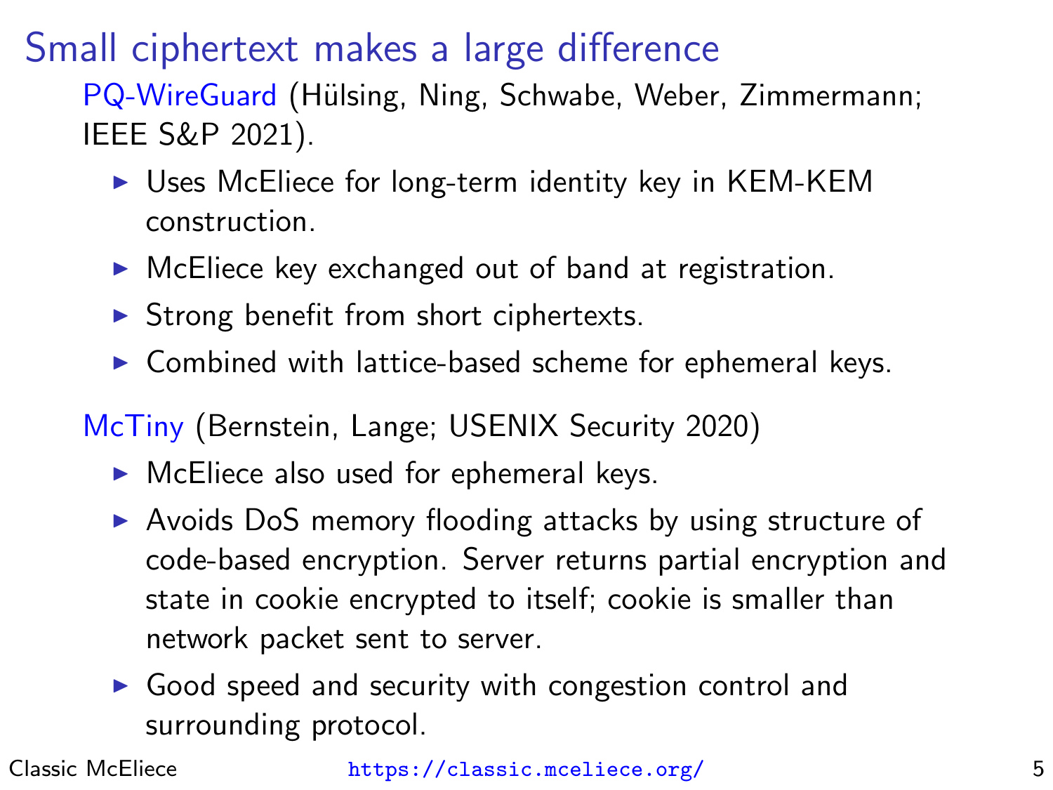# Small ciphertext makes a large difference

PQ-WireGuard (Hülsing, Ning, Schwabe, Weber, Zimmermann; IEEE S&P 2021).

- Uses McEliece for long-term identity key in KEM-KEM construction.
- McEliece key exchanged out of band at registration.
- Strong benefit from short ciphertexts.
- Combined with lattice-based scheme for ephemeral keys.

McTiny (Bernstein, Lange; USENIX Security 2020)

- McEliece also used for ephemeral keys.
- Avoids DoS memory flooding attacks by using structure of code-based encryption. Server returns partial encryption and state in cookie encrypted to itself; cookie is smaller than network packet sent to server.
- Good speed and security with congestion control and surrounding protocol.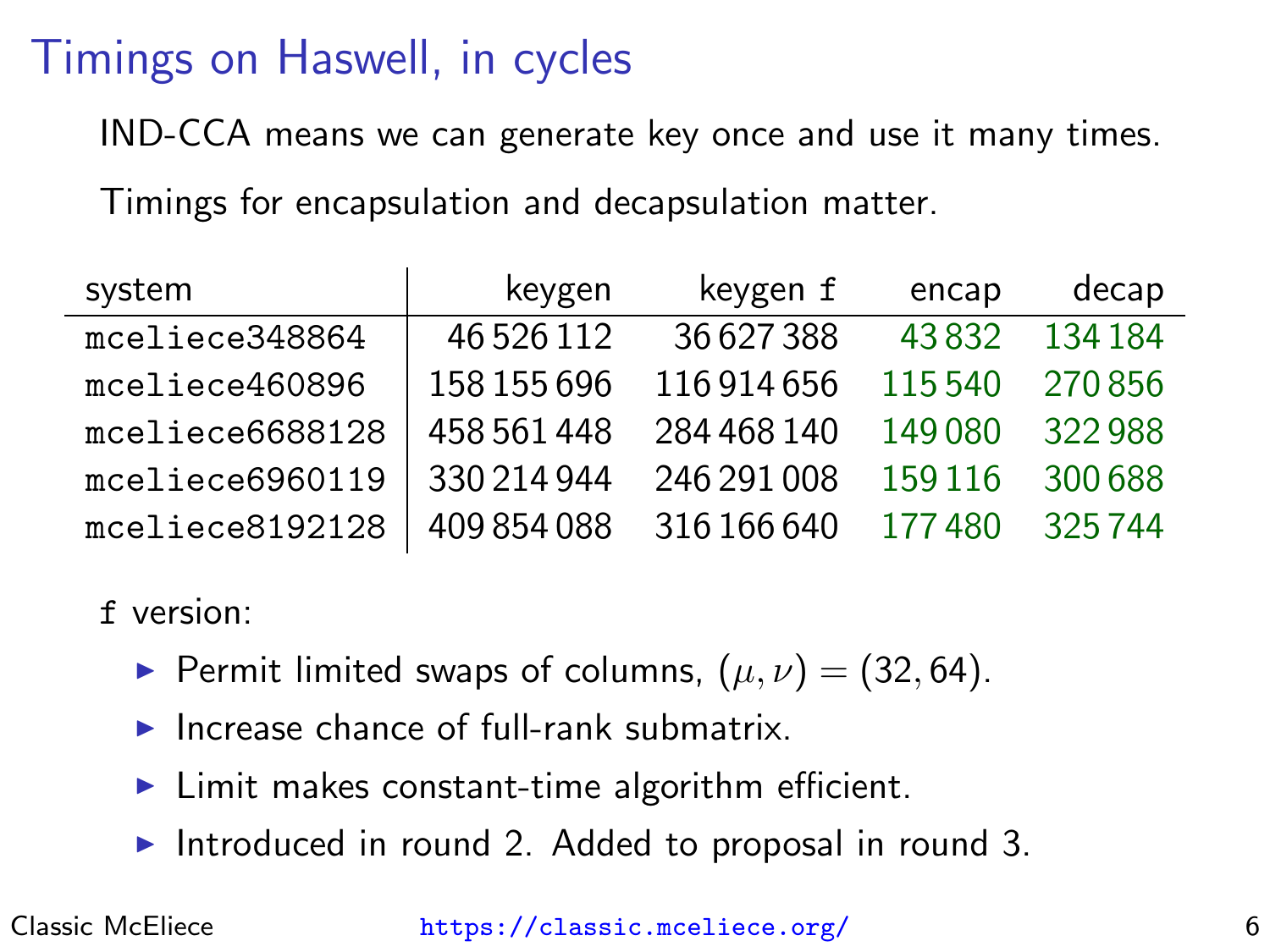# Timings on Haswell, in cycles

IND-CCA means we can generate key once and use it many times.

Timings for encapsulation and decapsulation matter.

| system | keygen | keygen `f` | encap | decap |
|---|---:|---:|---:|---:|
| `mceliece348864` | 46 526 112 | 36 627 388 | 43 832 | 134 184 |
| `mceliece460896` | 158 155 696 | 116 914 656 | 115 540 | 270 856 |
| `mceliece6688128` | 458 561 448 | 284 468 140 | 149 080 | 322 988 |
| `mceliece6960119` | 330 214 944 | 246 291 008 | 159 116 | 300 688 |
| `mceliece8192128` | 409 854 088 | 316 166 640 | 177 480 | 325 744 |

`f` version:

- Permit limited swaps of columns, $(\mu, \nu) = (32, 64)$.
- Increase chance of full-rank submatrix.
- Limit makes constant-time algorithm efficient.
- Introduced in round 2. Added to proposal in round 3.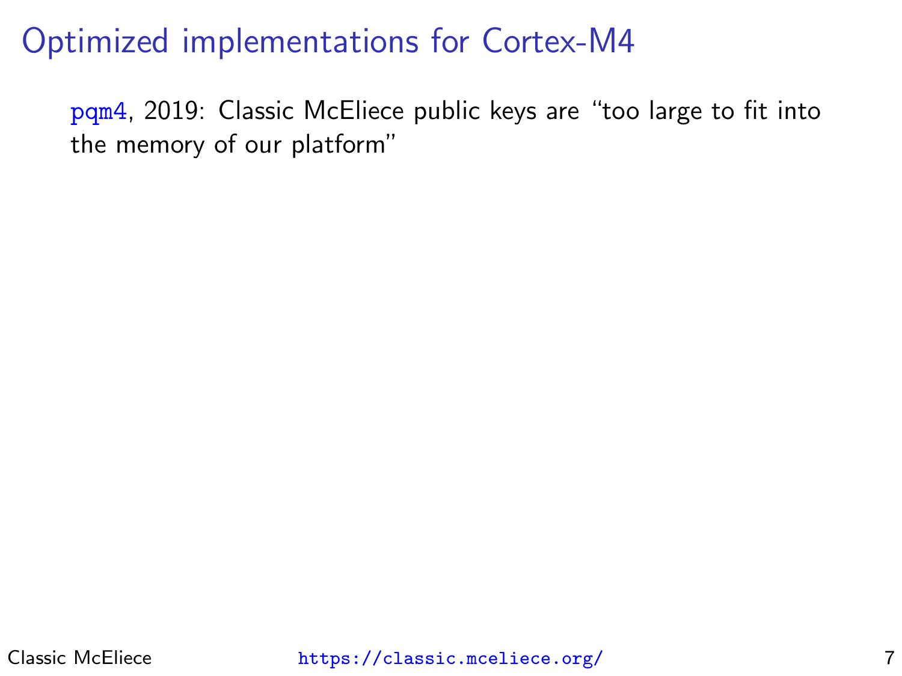# Optimized implementations for Cortex-M4

pqm4, 2019: Classic McEliece public keys are "too large to fit into the memory of our platform"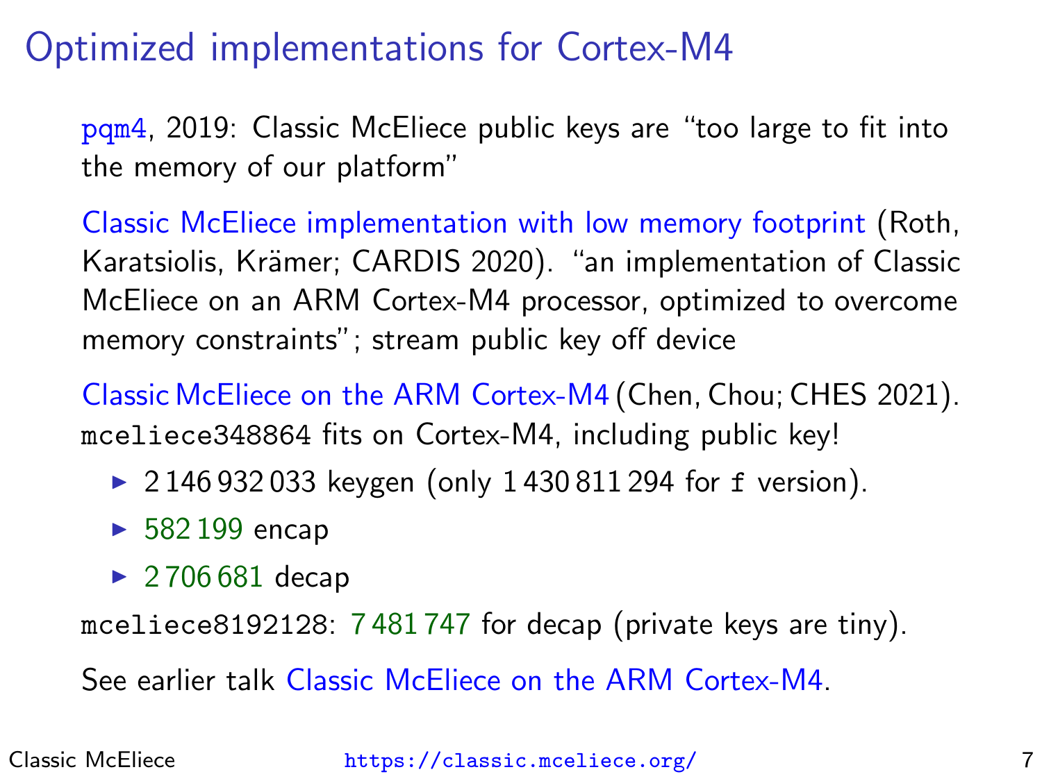# Optimized implementations for Cortex-M4

`pqm4`, 2019: Classic McEliece public keys are "too large to fit into the memory of our platform"

Classic McEliece implementation with low memory footprint (Roth, Karatsiolis, Krämer; CARDIS 2020). "an implementation of Classic McEliece on an ARM Cortex-M4 processor, optimized to overcome memory constraints"; stream public key off device

Classic McEliece on the ARM Cortex-M4 (Chen, Chou; CHES 2021). `mceliece348864` fits on Cortex-M4, including public key!

- 2 146 932 033 keygen (only 1 430 811 294 for `f` version).
- 582 199 encap
- 2 706 681 decap

`mceliece8192128`: 7 481 747 for decap (private keys are tiny).

See earlier talk Classic McEliece on the ARM Cortex-M4.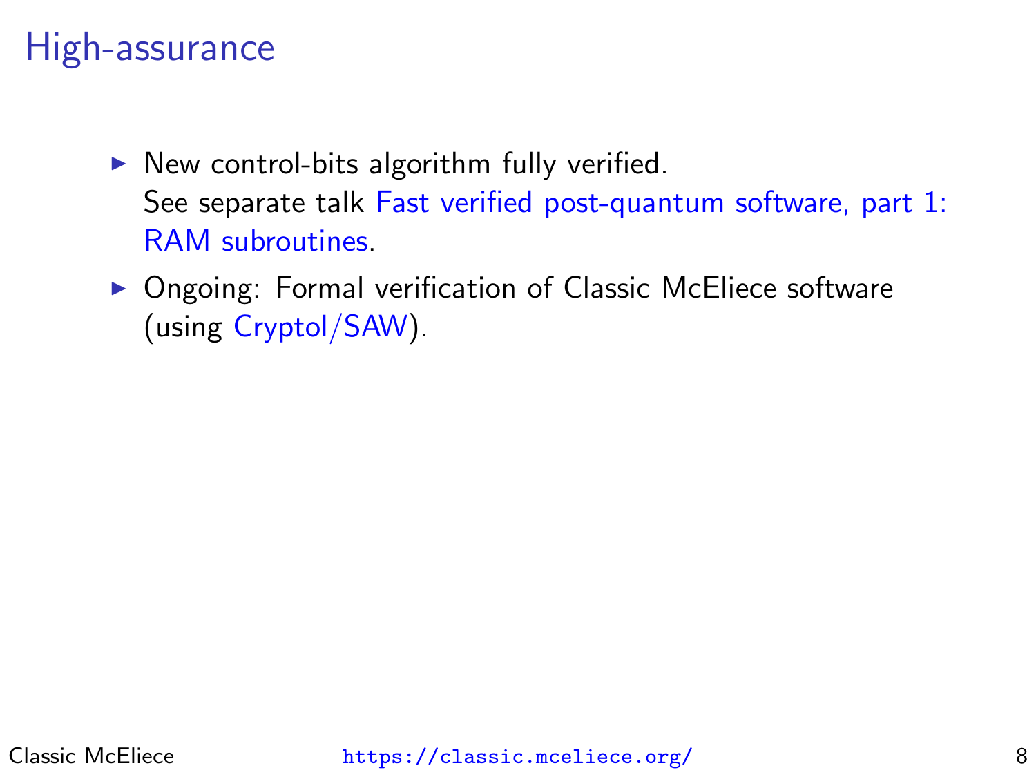# High-assurance

- New control-bits algorithm fully verified.
  See separate talk Fast verified post-quantum software, part 1: RAM subroutines.
- Ongoing: Formal verification of Classic McEliece software (using Cryptol/SAW).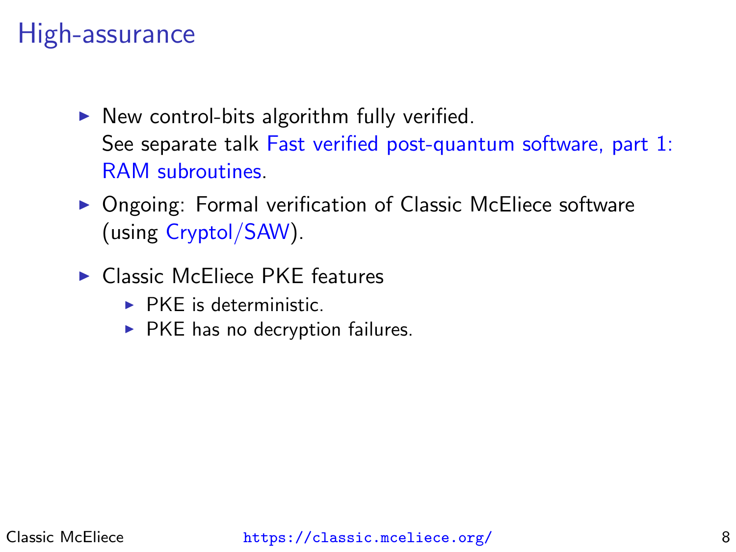# High-assurance

- New control-bits algorithm fully verified.
  See separate talk Fast verified post-quantum software, part 1: RAM subroutines.
- Ongoing: Formal verification of Classic McEliece software (using Cryptol/SAW).
- Classic McEliece PKE features
  - PKE is deterministic.
  - PKE has no decryption failures.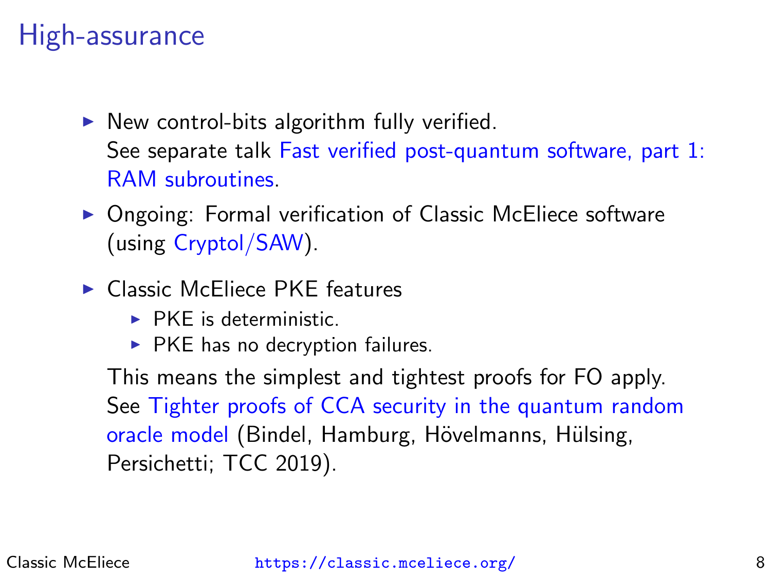# High-assurance

- New control-bits algorithm fully verified.
  See separate talk Fast verified post-quantum software, part 1: RAM subroutines.
- Ongoing: Formal verification of Classic McEliece software (using Cryptol/SAW).
- Classic McEliece PKE features
  - PKE is deterministic.
  - PKE has no decryption failures.

  This means the simplest and tightest proofs for FO apply.
  See Tighter proofs of CCA security in the quantum random oracle model (Bindel, Hamburg, Hövelmanns, Hülsing, Persichetti; TCC 2019).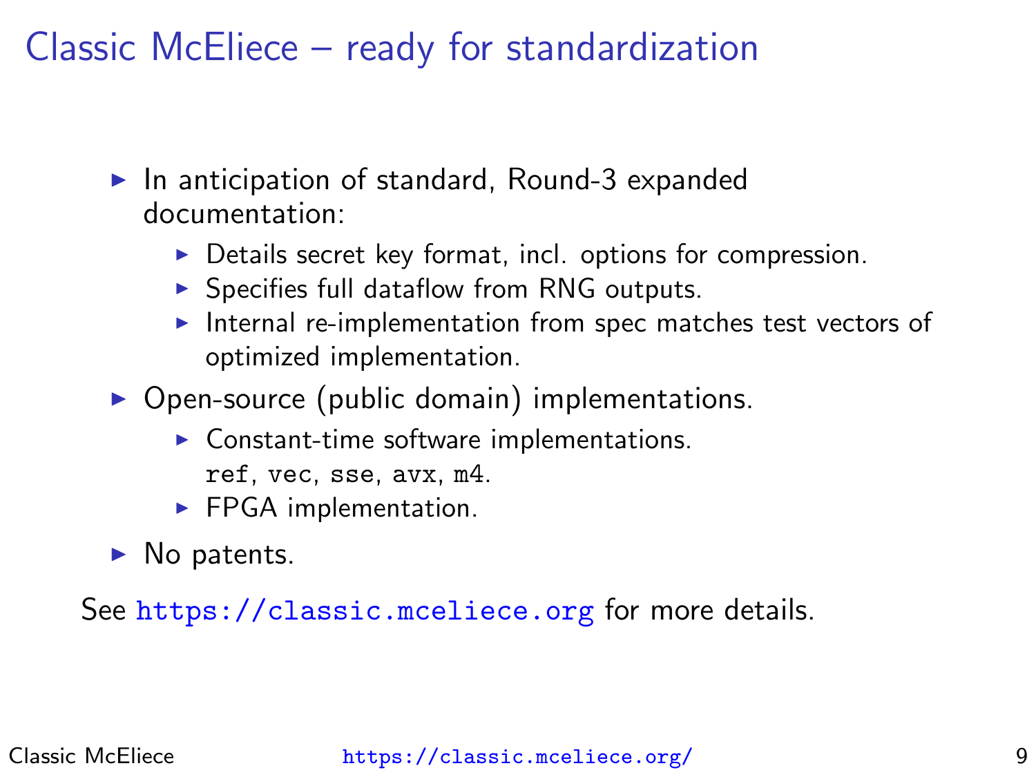# Classic McEliece – ready for standardization

- In anticipation of standard, Round-3 expanded documentation:
  - Details secret key format, incl. options for compression.
  - Specifies full dataflow from RNG outputs.
  - Internal re-implementation from spec matches test vectors of optimized implementation.
- Open-source (public domain) implementations.
  - Constant-time software implementations. `ref`, `vec`, `sse`, `avx`, `m4`.
  - FPGA implementation.
- No patents.

See https://classic.mceliece.org for more details.